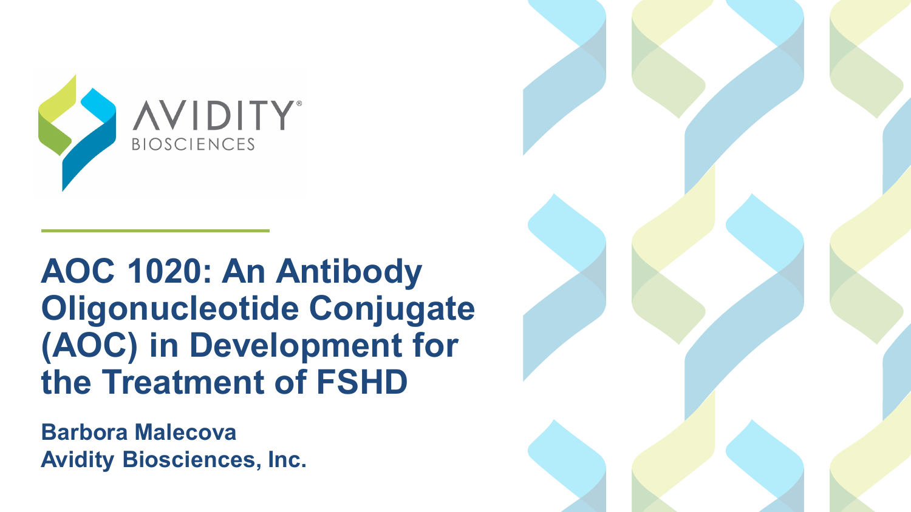AVIDITY BIOSCIENCES

# AOC 1020: An Antibody Oligonucleotide Conjugate (AOC) in Development for the Treatment of FSHD

**Barbora Malecova**
**Avidity Biosciences, Inc.**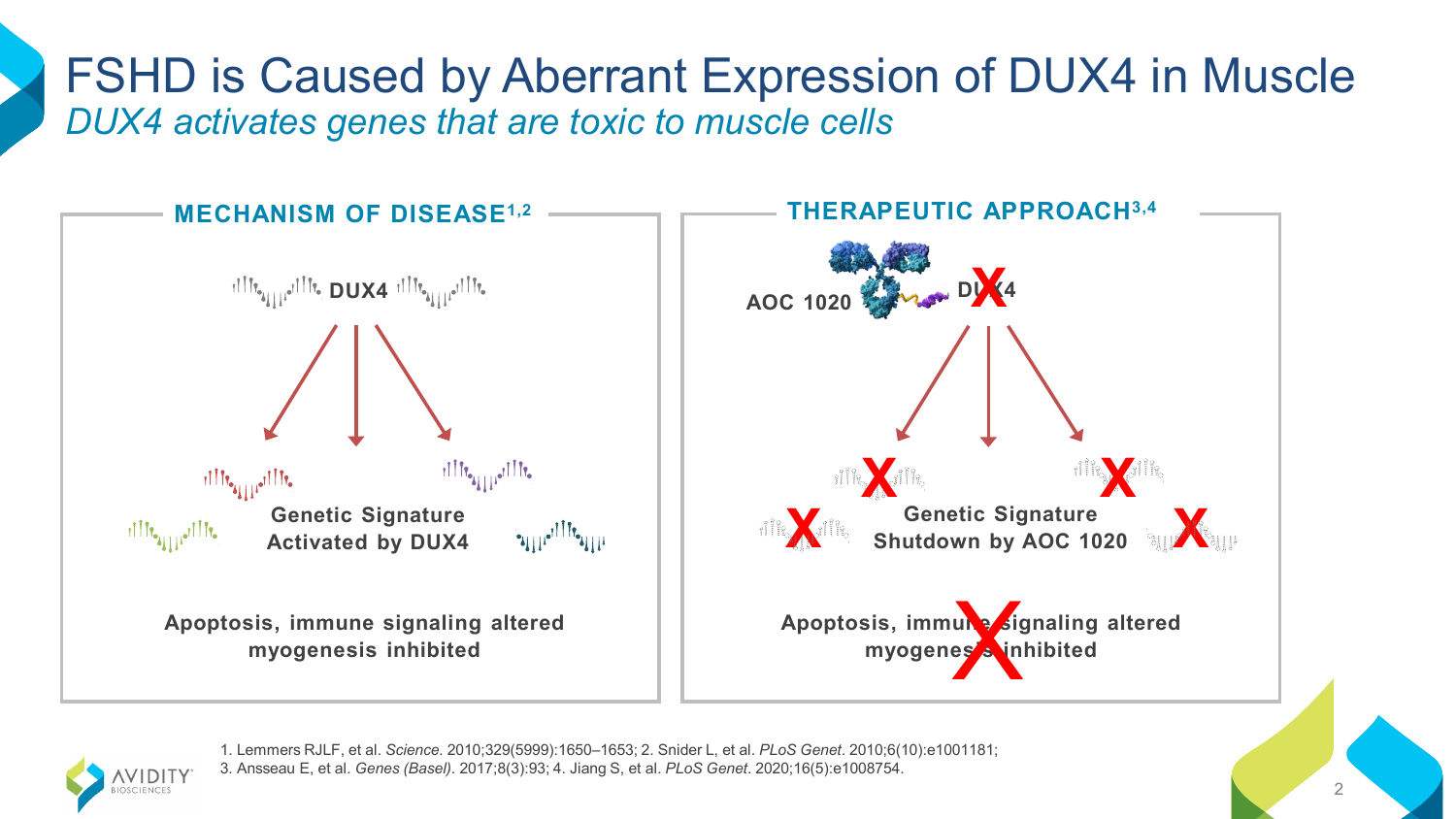# FSHD is Caused by Aberrant Expression of DUX4 in Muscle

*DUX4 activates genes that are toxic to muscle cells*

## MECHANISM OF DISEASE[1,2]

**DUX4**

**Genetic Signature Activated by DUX4**

**Apoptosis, immune signaling altered myogenesis inhibited**

## THERAPEUTIC APPROACH[3,4]

**AOC 1020**

**DUX4**

**Genetic Signature Shutdown by AOC 1020**

**Apoptosis, immune signaling altered myogenesis inhibited**

1. Lemmers RJLF, et al. *Science*. 2010;329(5999):1650–1653; 2. Snider L, et al. *PLoS Genet*. 2010;6(10):e1001181; 3. Ansseau E, et al. *Genes (Basel)*. 2017;8(3):93; 4. Jiang S, et al. *PLoS Genet*. 2020;16(5):e1008754.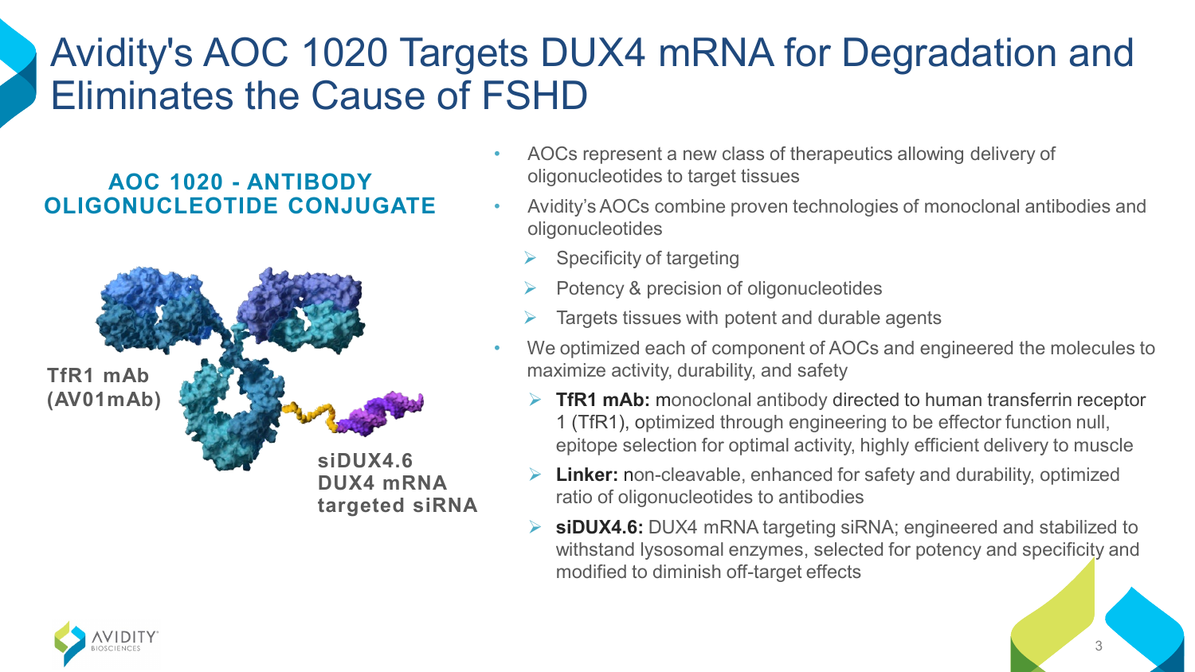# Avidity's AOC 1020 Targets DUX4 mRNA for Degradation and Eliminates the Cause of FSHD

**AOC 1020 - ANTIBODY OLIGONUCLEOTIDE CONJUGATE**

TfR1 mAb (AV01mAb)

siDUX4.6 DUX4 mRNA targeted siRNA

- AOCs represent a new class of therapeutics allowing delivery of oligonucleotides to target tissues
- Avidity's AOCs combine proven technologies of monoclonal antibodies and oligonucleotides
  - Specificity of targeting
  - Potency & precision of oligonucleotides
  - Targets tissues with potent and durable agents
- We optimized each of component of AOCs and engineered the molecules to maximize activity, durability, and safety
  - **TfR1 mAb:** monoclonal antibody directed to human transferrin receptor 1 (TfR1), optimized through engineering to be effector function null, epitope selection for optimal activity, highly efficient delivery to muscle
  - **Linker:** non-cleavable, enhanced for safety and durability, optimized ratio of oligonucleotides to antibodies
  - **siDUX4.6:** DUX4 mRNA targeting siRNA; engineered and stabilized to withstand lysosomal enzymes, selected for potency and specificity and modified to diminish off-target effects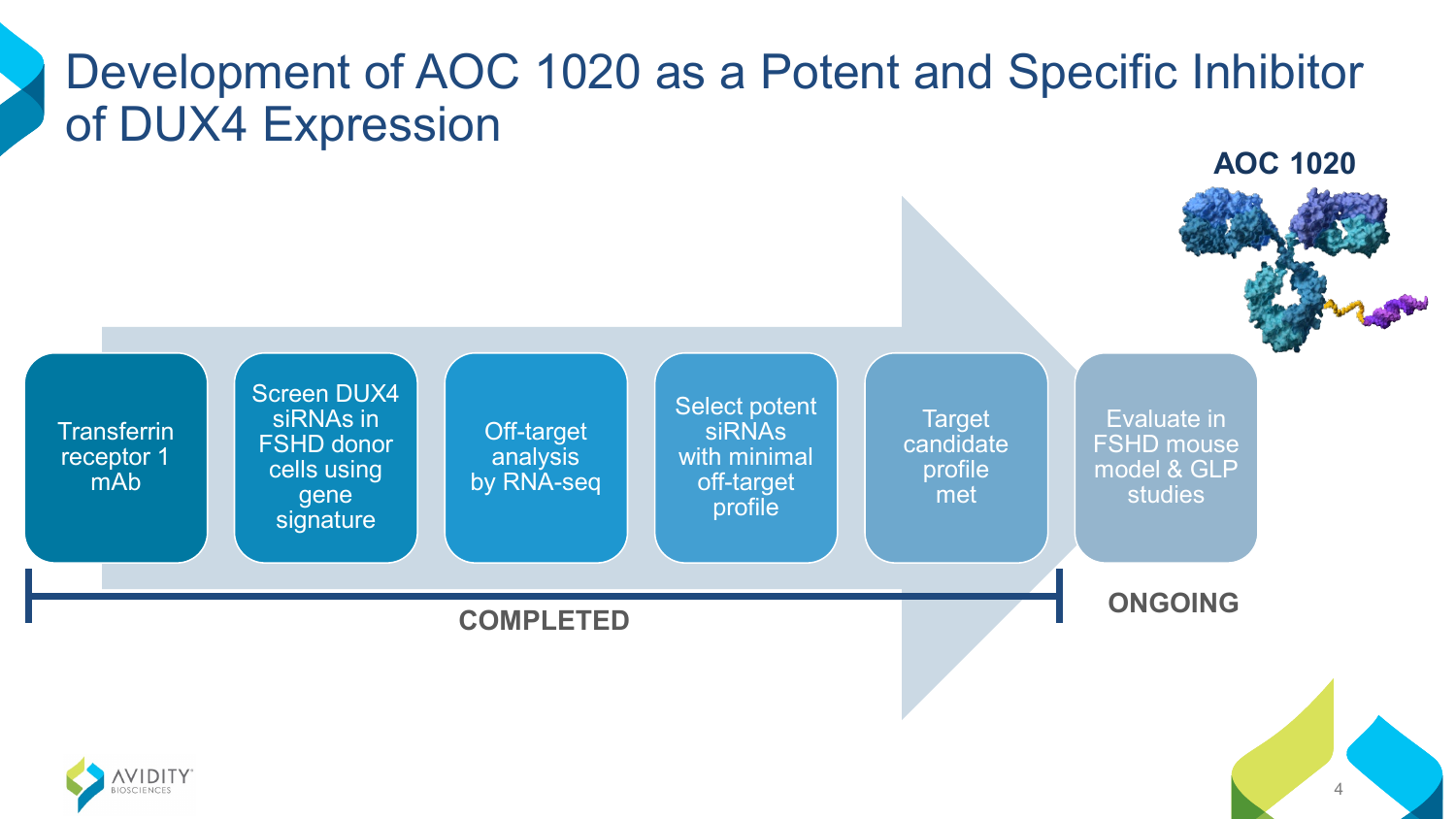# Development of AOC 1020 as a Potent and Specific Inhibitor of DUX4 Expression

**AOC 1020**

1. Transferrin receptor 1 mAb
2. Screen DUX4 siRNAs in FSHD donor cells using gene signature
3. Off-target analysis by RNA-seq
4. Select potent siRNAs with minimal off-target profile
5. Target candidate profile met
6. Evaluate in FSHD mouse model & GLP studies

**COMPLETED** (steps 1–5)

**ONGOING** (step 6)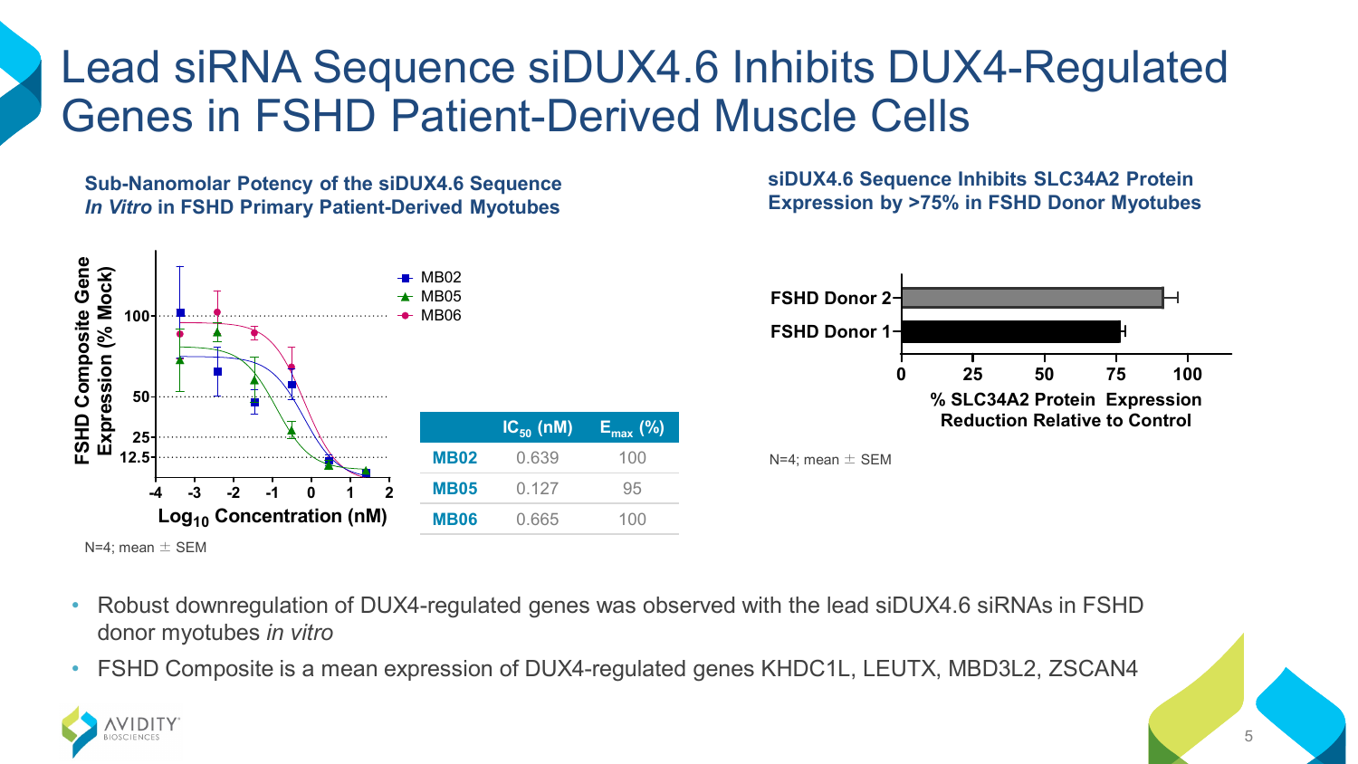# Lead siRNA Sequence siDUX4.6 Inhibits DUX4-Regulated Genes in FSHD Patient-Derived Muscle Cells

### Sub-Nanomolar Potency of the siDUX4.6 Sequence *In Vitro* in FSHD Primary Patient-Derived Myotubes

|  | $IC_{50}$ (nM) | $E_{max}$ (%) |
|---|---|---|
| MB02 | 0.639 | 100 |
| MB05 | 0.127 | 95 |
| MB06 | 0.665 | 100 |

N=4; mean ± SEM

### siDUX4.6 Sequence Inhibits SLC34A2 Protein Expression by >75% in FSHD Donor Myotubes

N=4; mean ± SEM

- Robust downregulation of DUX4-regulated genes was observed with the lead siDUX4.6 siRNAs in FSHD donor myotubes *in vitro*
- FSHD Composite is a mean expression of DUX4-regulated genes KHDC1L, LEUTX, MBD3L2, ZSCAN4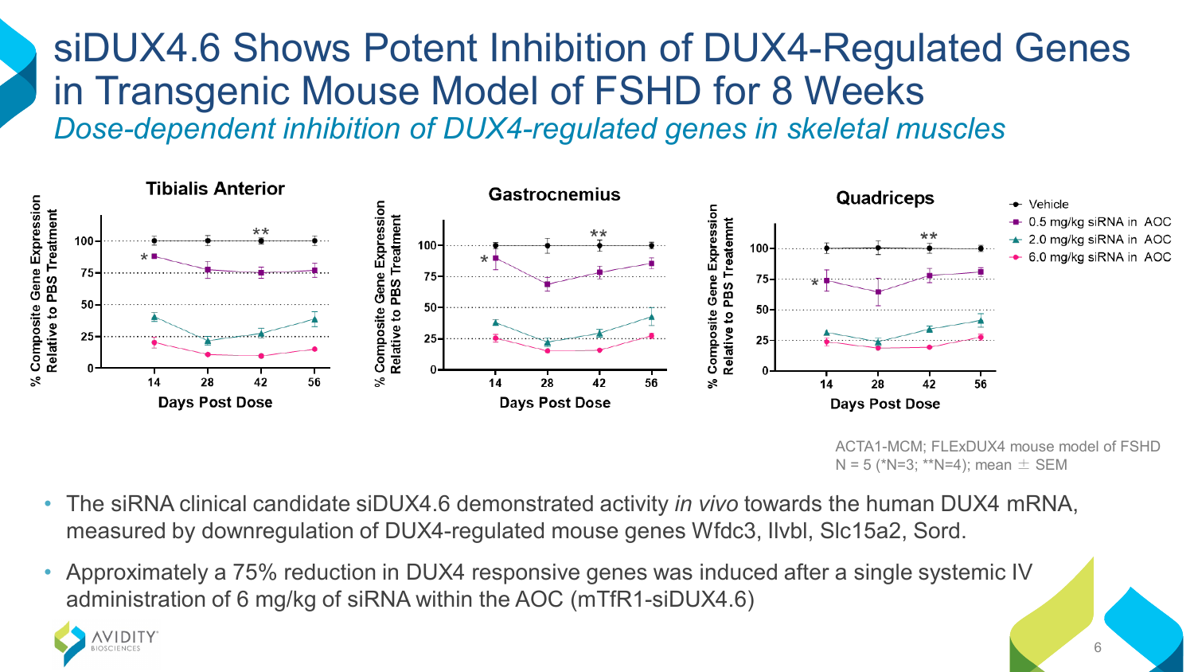# siDUX4.6 Shows Potent Inhibition of DUX4-Regulated Genes in Transgenic Mouse Model of FSHD for 8 Weeks

*Dose-dependent inhibition of DUX4-regulated genes in skeletal muscles*

**Tibialis Anterior**

% Composite Gene Expression Relative to PBS Treatment

0
25
50
75
100

*
**

14
28
42
56

Days Post Dose

**Gastrocnemius**

% Composite Gene Expression Relative to PBS Treatment

0
25
50
75
100

*
**

14
28
42
56

Days Post Dose

**Quadriceps**

% Composite Gene Expression Relative to PBS Treatemnt

0
25
50
75
100

*
**

14
28
42
56

Days Post Dose

Vehicle
0.5 mg/kg siRNA in AOC
2.0 mg/kg siRNA in AOC
6.0 mg/kg siRNA in AOC

ACTA1-MCM; FLExDUX4 mouse model of FSHD
N = 5 (*N=3; **N=4); mean ± SEM

- The siRNA clinical candidate siDUX4.6 demonstrated activity *in vivo* towards the human DUX4 mRNA, measured by downregulation of DUX4-regulated mouse genes Wfdc3, Ilvbl, Slc15a2, Sord.
- Approximately a 75% reduction in DUX4 responsive genes was induced after a single systemic IV administration of 6 mg/kg of siRNA within the AOC (mTfR1-siDUX4.6)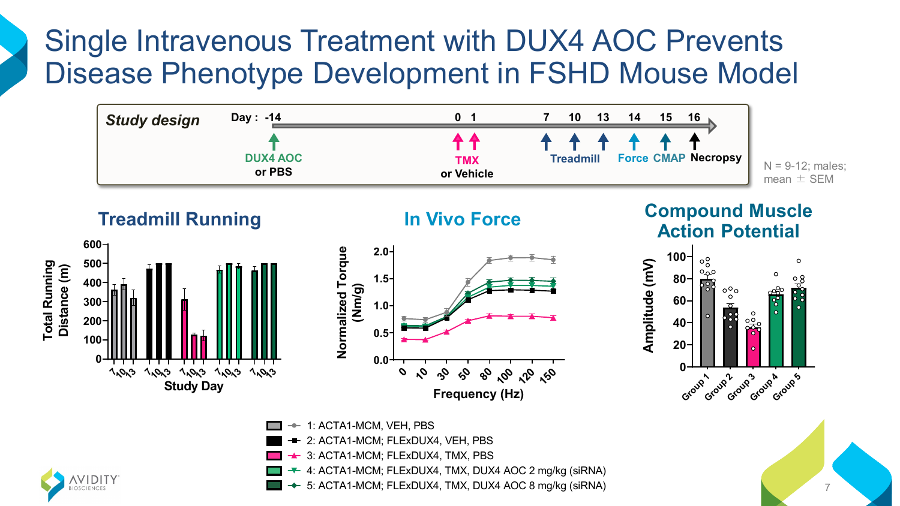# Single Intravenous Treatment with DUX4 AOC Prevents Disease Phenotype Development in FSHD Mouse Model

**Study design**

Day : -14 — DUX4 AOC or PBS

0, 1 — TMX or Vehicle

7, 10, 13 — Treadmill

14 — Force

15 — CMAP

16 — Necropsy

N = 9-12; males; mean ± SEM

## Treadmill Running

Total Running Distance (m)

0, 100, 200, 300, 400, 500, 600

7, 10, 13, 7, 10, 13, 7, 10, 13, 7, 10, 13, 7, 10, 13

Study Day

## In Vivo Force

Normalized Torque (Nm/g)

0.0, 0.5, 1.0, 1.5, 2.0

0, 10, 30, 50, 80, 100, 120, 150

Frequency (Hz)

## Compound Muscle Action Potential

Amplitude (mV)

0, 20, 40, 60, 80, 100

Group 1, Group 2, Group 3, Group 4, Group 5

1: ACTA1-MCM, VEH, PBS

2: ACTA1-MCM; FLExDUX4, VEH, PBS

3: ACTA1-MCM; FLExDUX4, TMX, PBS

4: ACTA1-MCM; FLExDUX4, TMX, DUX4 AOC 2 mg/kg (siRNA)

5: ACTA1-MCM; FLExDUX4, TMX, DUX4 AOC 8 mg/kg (siRNA)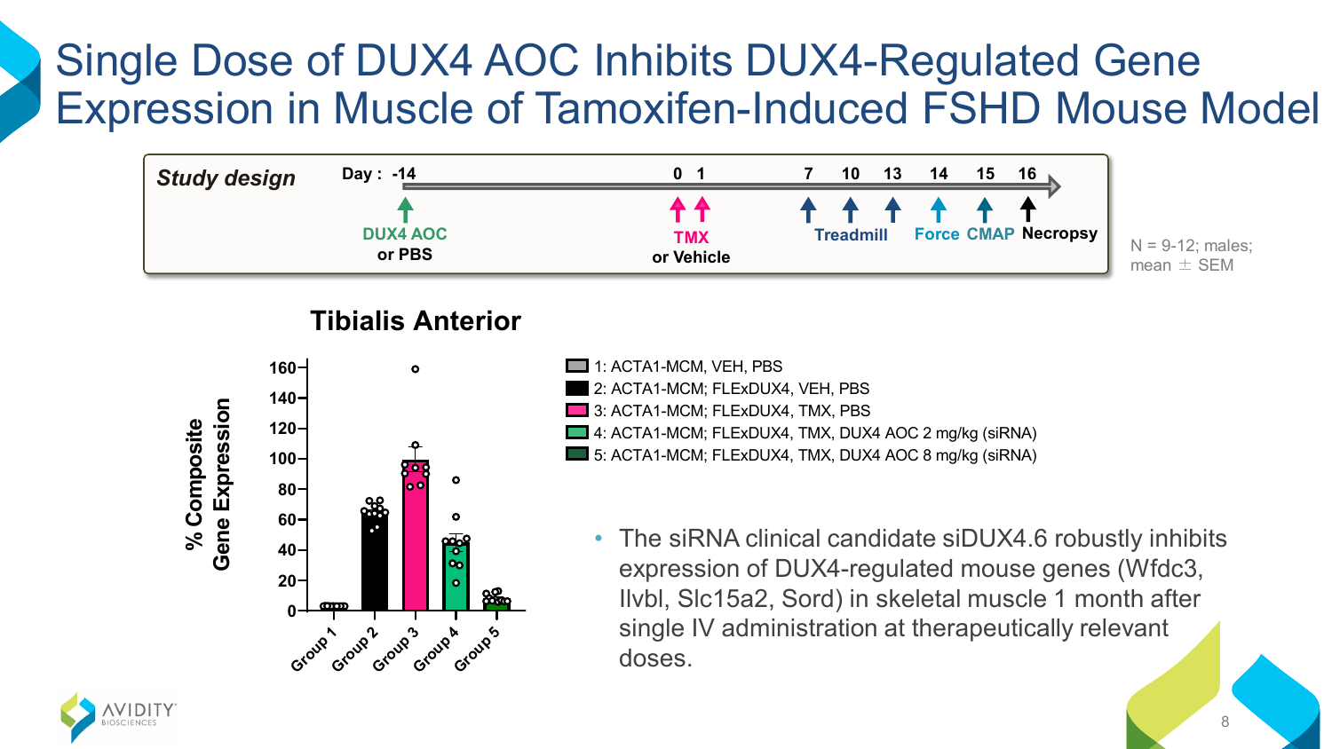# Single Dose of DUX4 AOC Inhibits DUX4-Regulated Gene Expression in Muscle of Tamoxifen-Induced FSHD Mouse Model

***Study design***

Day : -14 — DUX4 AOC or PBS

Day 0, 1 — TMX or Vehicle

Day 7, 10, 13 — Treadmill

Day 14 — Force

Day 15 — CMAP

Day 16 — Necropsy

N = 9-12; males; mean ± SEM

**Tibialis Anterior**

% Composite Gene Expression

0, 20, 40, 60, 80, 100, 120, 140, 160

Group 1, Group 2, Group 3, Group 4, Group 5

1: ACTA1-MCM, VEH, PBS

2: ACTA1-MCM; FLExDUX4, VEH, PBS

3: ACTA1-MCM; FLExDUX4, TMX, PBS

4: ACTA1-MCM; FLExDUX4, TMX, DUX4 AOC 2 mg/kg (siRNA)

5: ACTA1-MCM; FLExDUX4, TMX, DUX4 AOC 8 mg/kg (siRNA)

- The siRNA clinical candidate siDUX4.6 robustly inhibits expression of DUX4-regulated mouse genes (Wfdc3, Ilvbl, Slc15a2, Sord) in skeletal muscle 1 month after single IV administration at therapeutically relevant doses.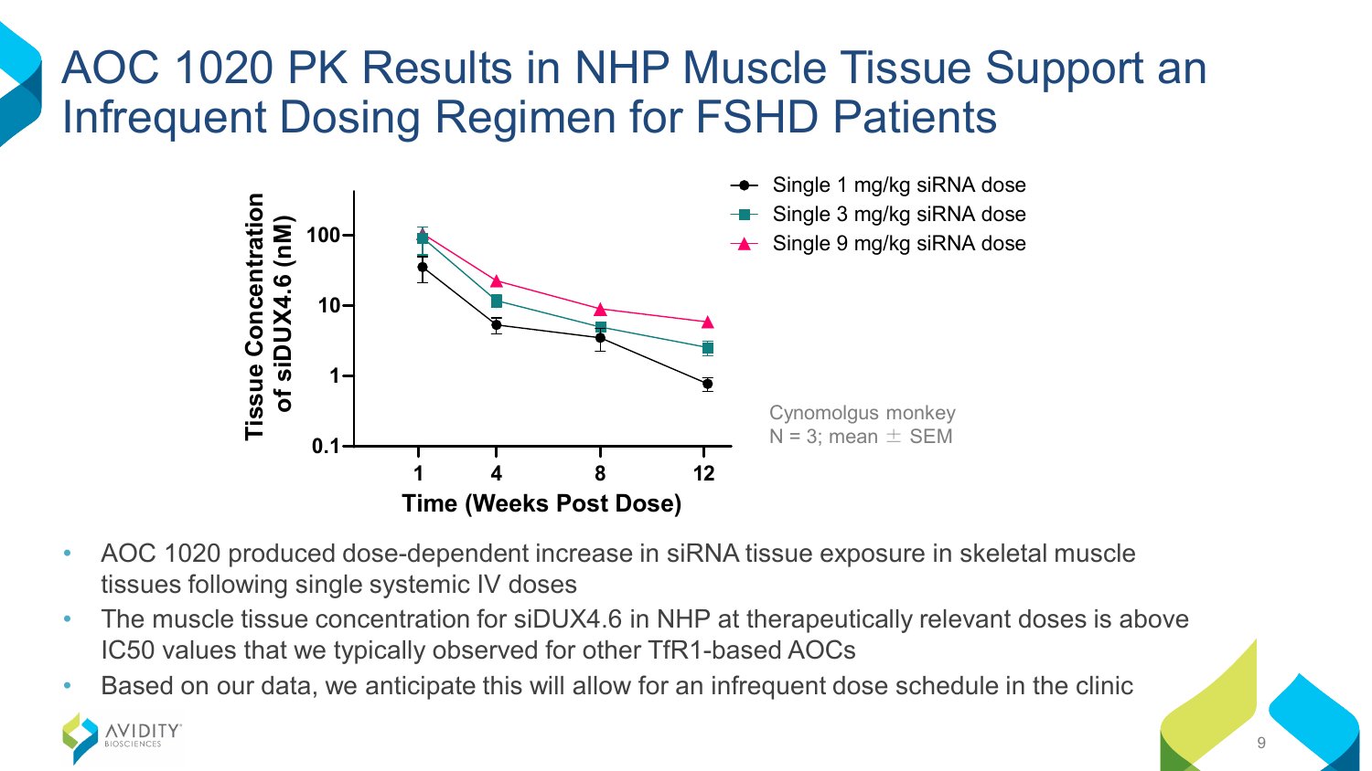# AOC 1020 PK Results in NHP Muscle Tissue Support an Infrequent Dosing Regimen for FSHD Patients

Tissue Concentration of siDUX4.6 (nM)

Time (Weeks Post Dose)

- Single 1 mg/kg siRNA dose
- Single 3 mg/kg siRNA dose
- Single 9 mg/kg siRNA dose

Cynomolgus monkey
N = 3; mean ± SEM

- AOC 1020 produced dose-dependent increase in siRNA tissue exposure in skeletal muscle tissues following single systemic IV doses
- The muscle tissue concentration for siDUX4.6 in NHP at therapeutically relevant doses is above IC50 values that we typically observed for other TfR1-based AOCs
- Based on our data, we anticipate this will allow for an infrequent dose schedule in the clinic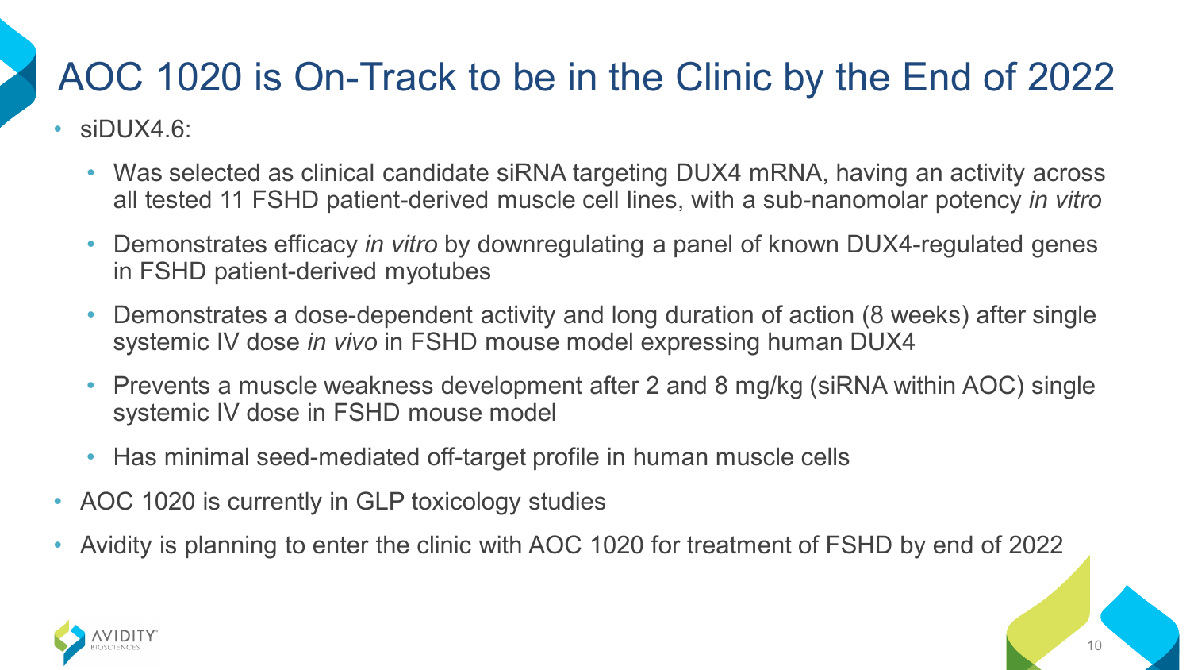# AOC 1020 is On-Track to be in the Clinic by the End of 2022

- siDUX4.6:
  - Was selected as clinical candidate siRNA targeting DUX4 mRNA, having an activity across all tested 11 FSHD patient-derived muscle cell lines, with a sub-nanomolar potency *in vitro*
  - Demonstrates efficacy *in vitro* by downregulating a panel of known DUX4-regulated genes in FSHD patient-derived myotubes
  - Demonstrates a dose-dependent activity and long duration of action (8 weeks) after single systemic IV dose *in vivo* in FSHD mouse model expressing human DUX4
  - Prevents a muscle weakness development after 2 and 8 mg/kg (siRNA within AOC) single systemic IV dose in FSHD mouse model
  - Has minimal seed-mediated off-target profile in human muscle cells
- AOC 1020 is currently in GLP toxicology studies
- Avidity is planning to enter the clinic with AOC 1020 for treatment of FSHD by end of 2022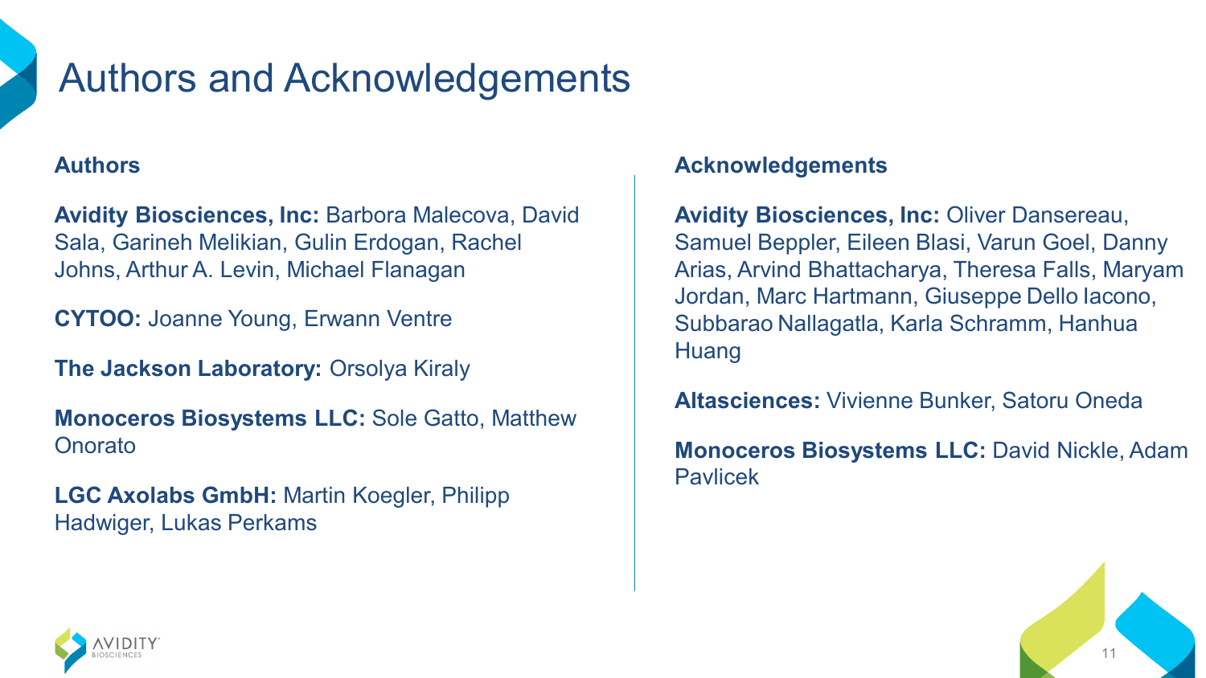# Authors and Acknowledgements

## Authors

**Avidity Biosciences, Inc:** Barbora Malecova, David Sala, Garineh Melikian, Gulin Erdogan, Rachel Johns, Arthur A. Levin, Michael Flanagan

**CYTOO:** Joanne Young, Erwann Ventre

**The Jackson Laboratory:** Orsolya Kiraly

**Monoceros Biosystems LLC:** Sole Gatto, Matthew Onorato

**LGC Axolabs GmbH:** Martin Koegler, Philipp Hadwiger, Lukas Perkams

## Acknowledgements

**Avidity Biosciences, Inc:** Oliver Dansereau, Samuel Beppler, Eileen Blasi, Varun Goel, Danny Arias, Arvind Bhattacharya, Theresa Falls, Maryam Jordan, Marc Hartmann, Giuseppe Dello Iacono, Subbarao Nallagatla, Karla Schramm, Hanhua Huang

**Altasciences:** Vivienne Bunker, Satoru Oneda

**Monoceros Biosystems LLC:** David Nickle, Adam Pavlicek